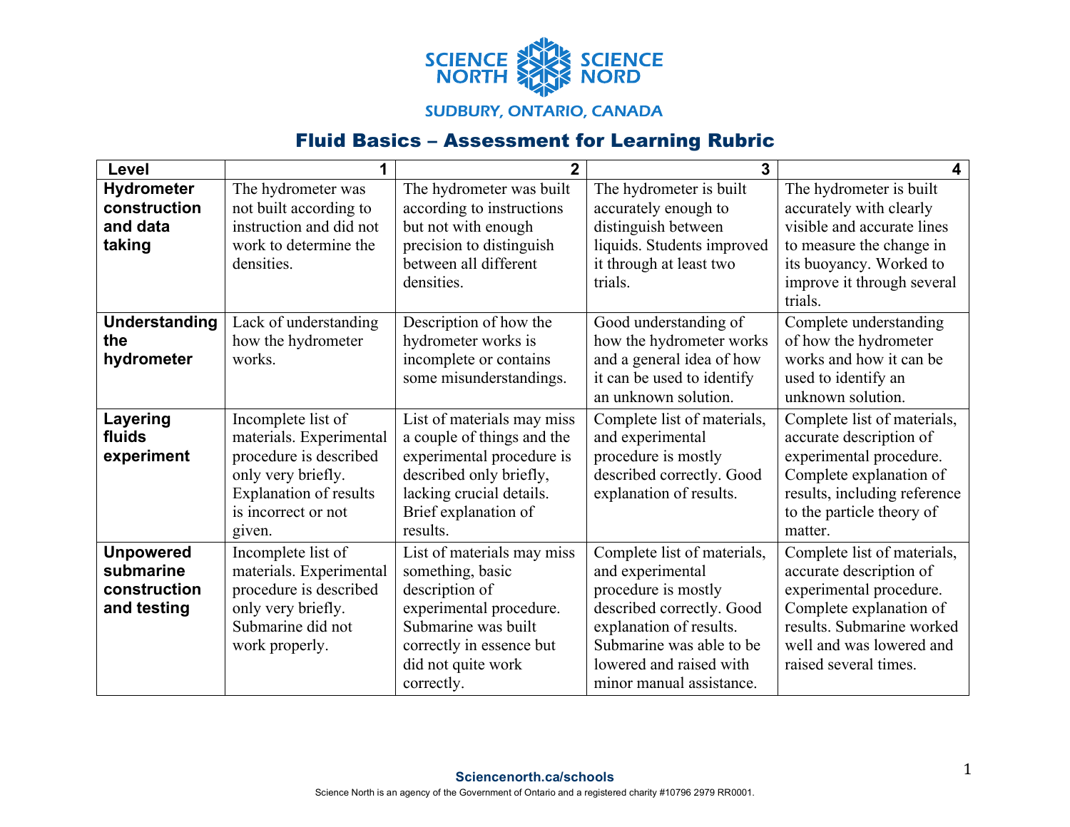SCIENCE NORTH SCIENCE NORD

SUDBURY, ONTARIO, CANADA

# Fluid Basics – Assessment for Learning Rubric

| Level | 1 | 2 | 3 | 4 |
|---|---|---|---|---|
| **Hydrometer construction and data taking** | The hydrometer was not built according to instruction and did not work to determine the densities. | The hydrometer was built according to instructions but not with enough precision to distinguish between all different densities. | The hydrometer is built accurately enough to distinguish between liquids. Students improved it through at least two trials. | The hydrometer is built accurately with clearly visible and accurate lines to measure the change in its buoyancy. Worked to improve it through several trials. |
| **Understanding the hydrometer** | Lack of understanding how the hydrometer works. | Description of how the hydrometer works is incomplete or contains some misunderstandings. | Good understanding of how the hydrometer works and a general idea of how it can be used to identify an unknown solution. | Complete understanding of how the hydrometer works and how it can be used to identify an unknown solution. |
| **Layering fluids experiment** | Incomplete list of materials. Experimental procedure is described only very briefly. Explanation of results is incorrect or not given. | List of materials may miss a couple of things and the experimental procedure is described only briefly, lacking crucial details. Brief explanation of results. | Complete list of materials, and experimental procedure is mostly described correctly. Good explanation of results. | Complete list of materials, accurate description of experimental procedure. Complete explanation of results, including reference to the particle theory of matter. |
| **Unpowered submarine construction and testing** | Incomplete list of materials. Experimental procedure is described only very briefly. Submarine did not work properly. | List of materials may miss something, basic description of experimental procedure. Submarine was built correctly in essence but did not quite work correctly. | Complete list of materials, and experimental procedure is mostly described correctly. Good explanation of results. Submarine was able to be lowered and raised with minor manual assistance. | Complete list of materials, accurate description of experimental procedure. Complete explanation of results. Submarine worked well and was lowered and raised several times. |

**Sciencenorth.ca/schools**

Science North is an agency of the Government of Ontario and a registered charity #10796 2979 RR0001.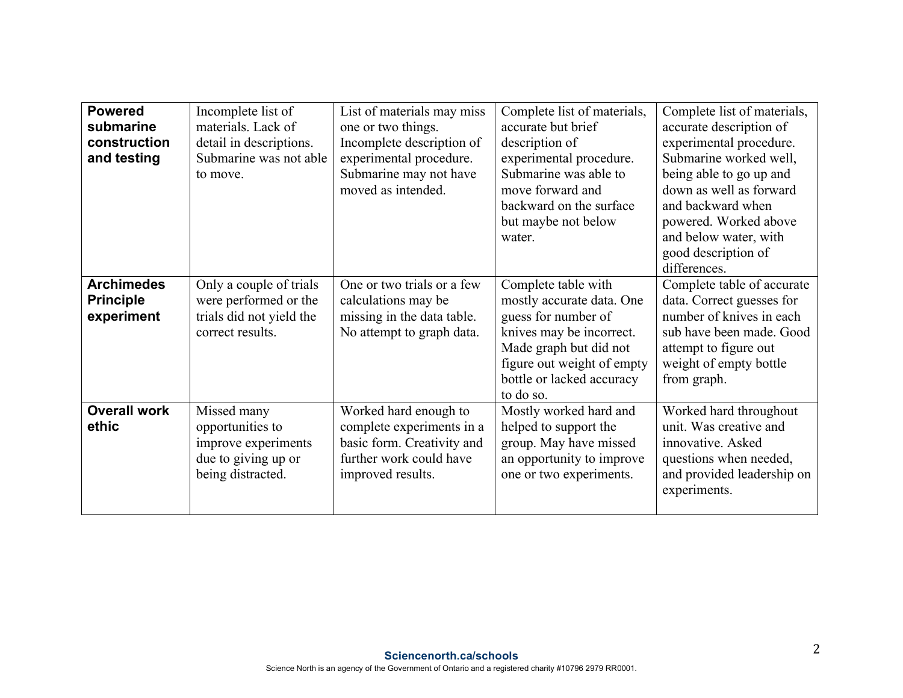| | | | | |
|---|---|---|---|---|
| **Powered submarine construction and testing** | Incomplete list of materials. Lack of detail in descriptions. Submarine was not able to move. | List of materials may miss one or two things. Incomplete description of experimental procedure. Submarine may not have moved as intended. | Complete list of materials, accurate but brief description of experimental procedure. Submarine was able to move forward and backward on the surface but maybe not below water. | Complete list of materials, accurate description of experimental procedure. Submarine worked well, being able to go up and down as well as forward and backward when powered. Worked above and below water, with good description of differences. |
| **Archimedes Principle experiment** | Only a couple of trials were performed or the trials did not yield the correct results. | One or two trials or a few calculations may be missing in the data table. No attempt to graph data. | Complete table with mostly accurate data. One guess for number of knives may be incorrect. Made graph but did not figure out weight of empty bottle or lacked accuracy to do so. | Complete table of accurate data. Correct guesses for number of knives in each sub have been made. Good attempt to figure out weight of empty bottle from graph. |
| **Overall work ethic** | Missed many opportunities to improve experiments due to giving up or being distracted. | Worked hard enough to complete experiments in a basic form. Creativity and further work could have improved results. | Mostly worked hard and helped to support the group. May have missed an opportunity to improve one or two experiments. | Worked hard throughout unit. Was creative and innovative. Asked questions when needed, and provided leadership on experiments. |

**Sciencenorth.ca/schools**

Science North is an agency of the Government of Ontario and a registered charity #10796 2979 RR0001.